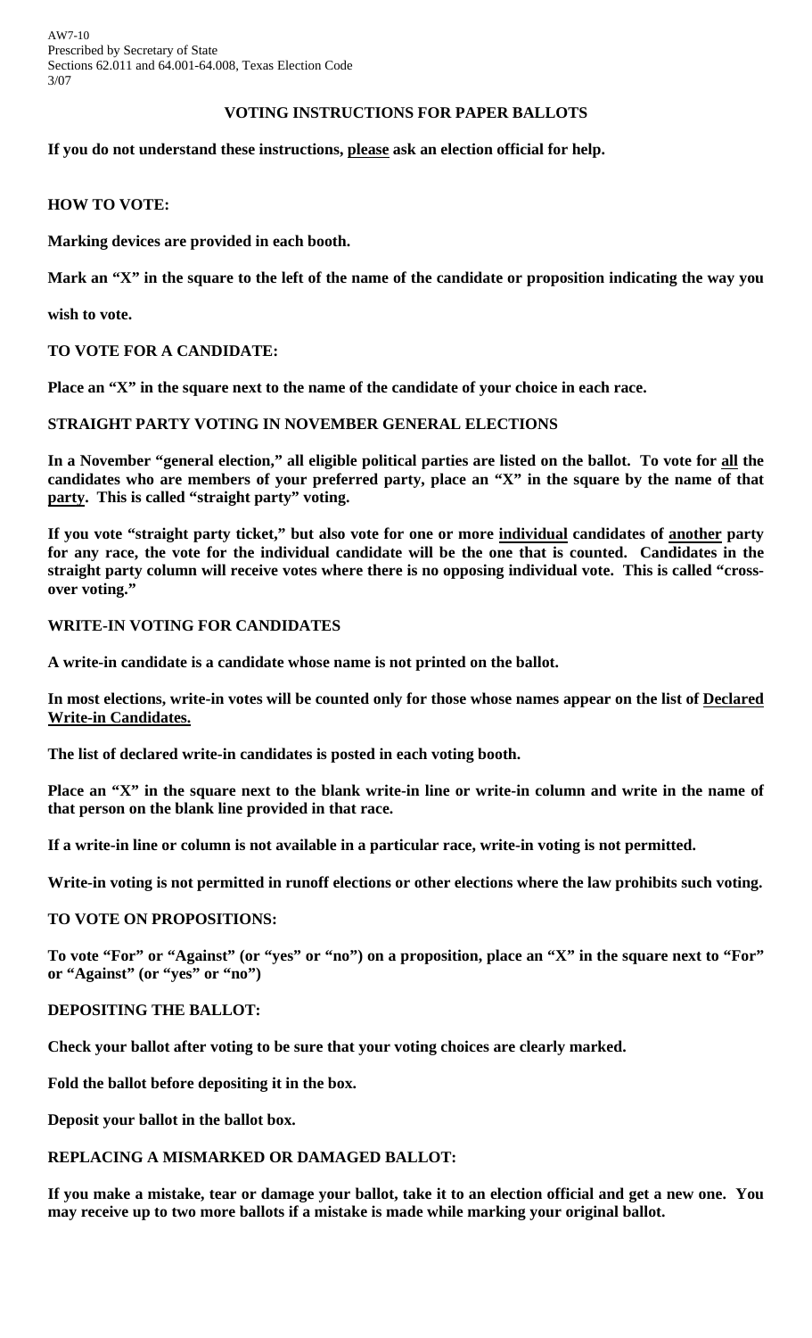AW7-10
Prescribed by Secretary of State
Sections 62.011 and 64.001-64.008, Texas Election Code
3/07

## VOTING INSTRUCTIONS FOR PAPER BALLOTS

**If you do not understand these instructions, please ask an election official for help.**

### HOW TO VOTE:

**Marking devices are provided in each booth.**

**Mark an "X" in the square to the left of the name of the candidate or proposition indicating the way you wish to vote.**

### TO VOTE FOR A CANDIDATE:

**Place an "X" in the square next to the name of the candidate of your choice in each race.**

### STRAIGHT PARTY VOTING IN NOVEMBER GENERAL ELECTIONS

**In a November "general election," all eligible political parties are listed on the ballot. To vote for all the candidates who are members of your preferred party, place an "X" in the square by the name of that party. This is called "straight party" voting.**

**If you vote "straight party ticket," but also vote for one or more individual candidates of another party for any race, the vote for the individual candidate will be the one that is counted. Candidates in the straight party column will receive votes where there is no opposing individual vote. This is called "cross-over voting."**

### WRITE-IN VOTING FOR CANDIDATES

**A write-in candidate is a candidate whose name is not printed on the ballot.**

**In most elections, write-in votes will be counted only for those whose names appear on the list of Declared Write-in Candidates.**

**The list of declared write-in candidates is posted in each voting booth.**

**Place an "X" in the square next to the blank write-in line or write-in column and write in the name of that person on the blank line provided in that race.**

**If a write-in line or column is not available in a particular race, write-in voting is not permitted.**

**Write-in voting is not permitted in runoff elections or other elections where the law prohibits such voting.**

### TO VOTE ON PROPOSITIONS:

**To vote "For" or "Against" (or "yes" or "no") on a proposition, place an "X" in the square next to "For" or "Against" (or "yes" or "no")**

### DEPOSITING THE BALLOT:

**Check your ballot after voting to be sure that your voting choices are clearly marked.**

**Fold the ballot before depositing it in the box.**

**Deposit your ballot in the ballot box.**

### REPLACING A MISMARKED OR DAMAGED BALLOT:

**If you make a mistake, tear or damage your ballot, take it to an election official and get a new one. You may receive up to two more ballots if a mistake is made while marking your original ballot.**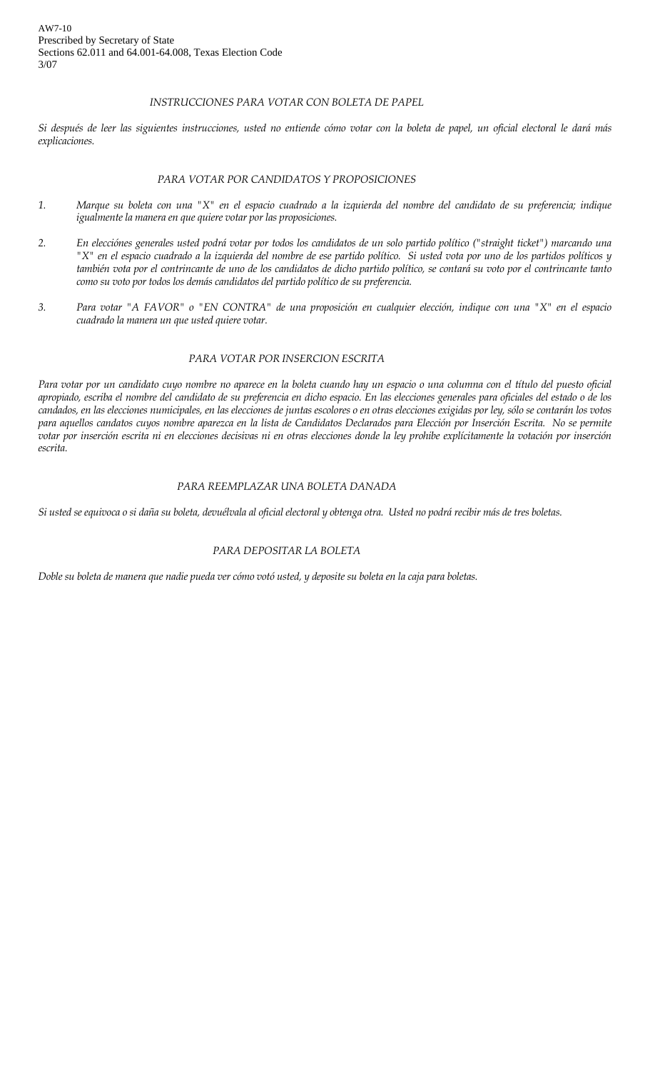AW7-10
Prescribed by Secretary of State
Sections 62.011 and 64.001-64.008, Texas Election Code
3/07

## *INSTRUCCIONES PARA VOTAR CON BOLETA DE PAPEL*

*Si después de leer las siguientes instrucciones, usted no entiende cómo votar con la boleta de papel, un oficial electoral le dará más explicaciones.*

### *PARA VOTAR POR CANDIDATOS Y PROPOSICIONES*

1. *Marque su boleta con una "X" en el espacio cuadrado a la izquierda del nombre del candidato de su preferencia; indique igualmente la manera en que quiere votar por las proposiciones.*

2. *En elecciónes generales usted podrá votar por todos los candidatos de un solo partido político ("straight ticket") marcando una "X" en el espacio cuadrado a la izquierda del nombre de ese partido político. Si usted vota por uno de los partidos políticos y también vota por el contrincante de uno de los candidatos de dicho partido político, se contará su voto por el contrincante tanto como su voto por todos los demás candidatos del partido político de su preferencia.*

3. *Para votar "A FAVOR" o "EN CONTRA" de una proposición en cualquier elección, indique con una "X" en el espacio cuadrado la manera un que usted quiere votar.*

### *PARA VOTAR POR INSERCION ESCRITA*

*Para votar por un candidato cuyo nombre no aparece en la boleta cuando hay un espacio o una columna con el título del puesto oficial apropiado, escriba el nombre del candidato de su preferencia en dicho espacio. En las elecciones generales para oficiales del estado o de los candados, en las elecciones numicipales, en las elecciones de juntas escolores o en otras elecciones exigidas por ley, sólo se contarán los votos para aquellos candatos cuyos nombre aparezca en la lista de Candidatos Declarados para Elección por Inserción Escrita. No se permite votar por inserción escrita ni en elecciones decisivas ni en otras elecciones donde la ley prohibe explícitamente la votación por inserción escrita.*

### *PARA REEMPLAZAR UNA BOLETA DANADA*

*Si usted se equivoca o si daña su boleta, devuélvala al oficial electoral y obtenga otra. Usted no podrá recibir más de tres boletas.*

### *PARA DEPOSITAR LA BOLETA*

*Doble su boleta de manera que nadie pueda ver cómo votó usted, y deposite su boleta en la caja para boletas.*